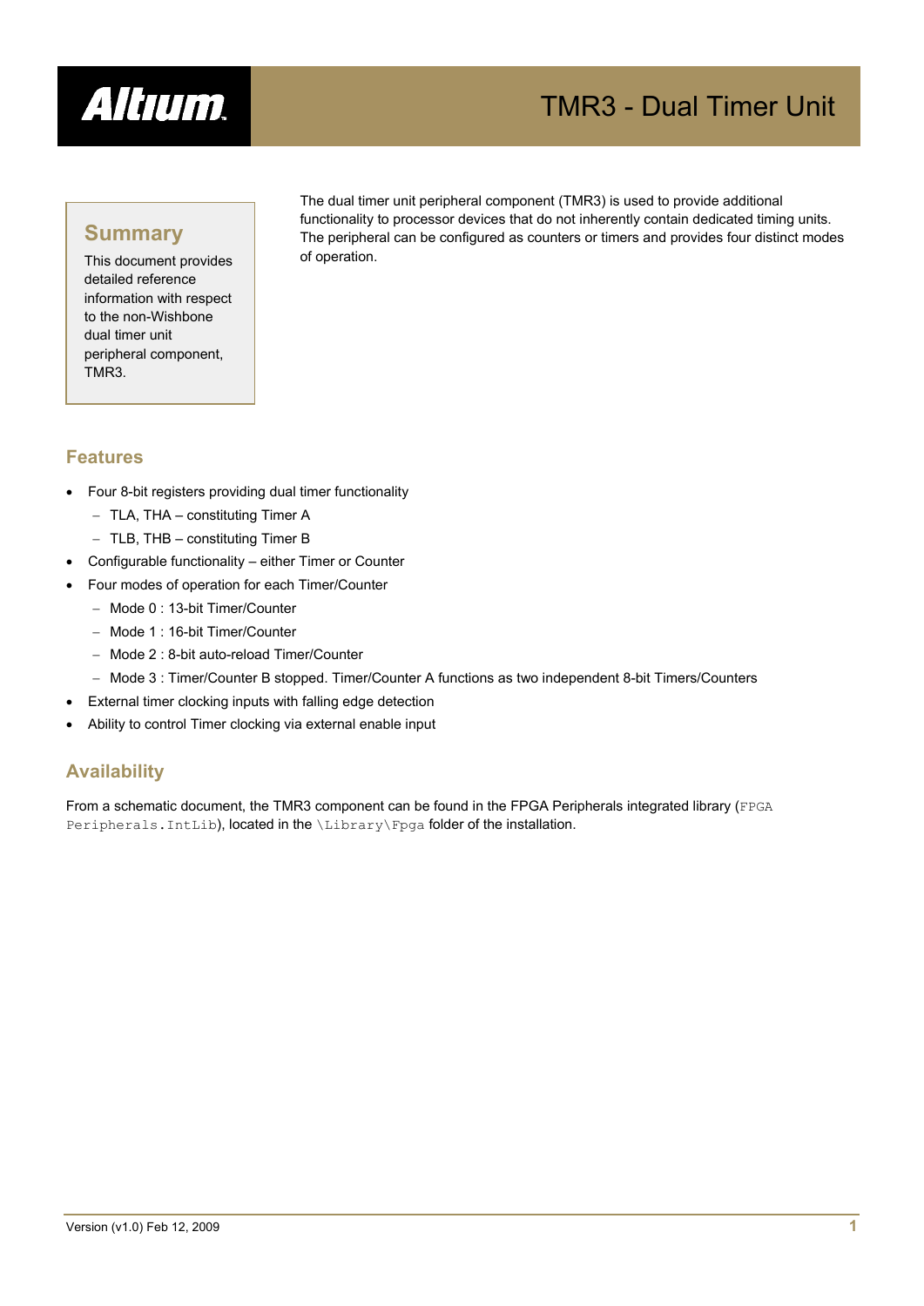# TMR3 - Dual Timer Unit

## Summary

This document provides detailed reference information with respect to the non-Wishbone dual timer unit peripheral component, TMR3.

The dual timer unit peripheral component (TMR3) is used to provide additional functionality to processor devices that do not inherently contain dedicated timing units. The peripheral can be configured as counters or timers and provides four distinct modes of operation.

## Features

- Four 8-bit registers providing dual timer functionality
  - TLA, THA – constituting Timer A
  - TLB, THB – constituting Timer B
- Configurable functionality – either Timer or Counter
- Four modes of operation for each Timer/Counter
  - Mode 0 : 13-bit Timer/Counter
  - Mode 1 : 16-bit Timer/Counter
  - Mode 2 : 8-bit auto-reload Timer/Counter
  - Mode 3 : Timer/Counter B stopped. Timer/Counter A functions as two independent 8-bit Timers/Counters
- External timer clocking inputs with falling edge detection
- Ability to control Timer clocking via external enable input

## Availability

From a schematic document, the TMR3 component can be found in the FPGA Peripherals integrated library (`FPGA Peripherals.IntLib`), located in the `\Library\Fpga` folder of the installation.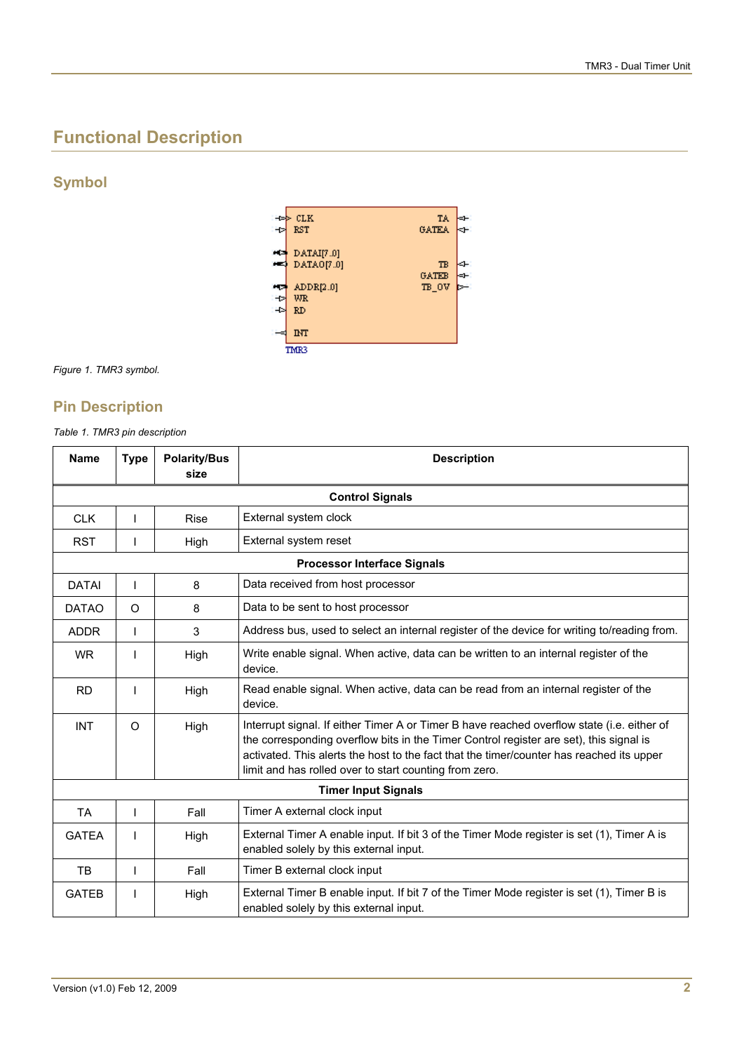# Functional Description

## Symbol

Figure 1. TMR3 symbol.

## Pin Description

*Table 1. TMR3 pin description*

| Name | Type | Polarity/Bus size | Description |
|---|---|---|---|
| **Control Signals** | | | |
| CLK | I | Rise | External system clock |
| RST | I | High | External system reset |
| **Processor Interface Signals** | | | |
| DATAI | I | 8 | Data received from host processor |
| DATAO | O | 8 | Data to be sent to host processor |
| ADDR | I | 3 | Address bus, used to select an internal register of the device for writing to/reading from. |
| WR | I | High | Write enable signal. When active, data can be written to an internal register of the device. |
| RD | I | High | Read enable signal. When active, data can be read from an internal register of the device. |
| INT | O | High | Interrupt signal. If either Timer A or Timer B have reached overflow state (i.e. either of the corresponding overflow bits in the Timer Control register are set), this signal is activated. This alerts the host to the fact that the timer/counter has reached its upper limit and has rolled over to start counting from zero. |
| **Timer Input Signals** | | | |
| TA | I | Fall | Timer A external clock input |
| GATEA | I | High | External Timer A enable input. If bit 3 of the Timer Mode register is set (1), Timer A is enabled solely by this external input. |
| TB | I | Fall | Timer B external clock input |
| GATEB | I | High | External Timer B enable input. If bit 7 of the Timer Mode register is set (1), Timer B is enabled solely by this external input. |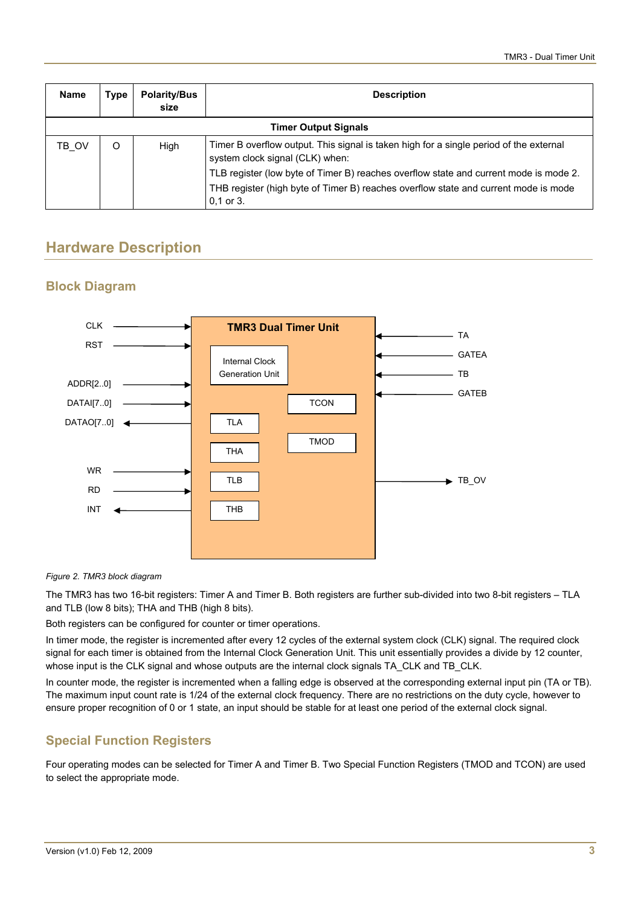| Name | Type | Polarity/Bus size | Description |
|---|---|---|---|
| **Timer Output Signals** | | | |
| TB_OV | O | High | Timer B overflow output. This signal is taken high for a single period of the external system clock signal (CLK) when:<br>TLB register (low byte of Timer B) reaches overflow state and current mode is mode 2.<br>THB register (high byte of Timer B) reaches overflow state and current mode is mode 0,1 or 3. |

## Hardware Description

### Block Diagram

*Figure 2. TMR3 block diagram*

The TMR3 has two 16-bit registers: Timer A and Timer B. Both registers are further sub-divided into two 8-bit registers – TLA and TLB (low 8 bits); THA and THB (high 8 bits).

Both registers can be configured for counter or timer operations.

In timer mode, the register is incremented after every 12 cycles of the external system clock (CLK) signal. The required clock signal for each timer is obtained from the Internal Clock Generation Unit. This unit essentially provides a divide by 12 counter, whose input is the CLK signal and whose outputs are the internal clock signals TA_CLK and TB_CLK.

In counter mode, the register is incremented when a falling edge is observed at the corresponding external input pin (TA or TB). The maximum input count rate is 1/24 of the external clock frequency. There are no restrictions on the duty cycle, however to ensure proper recognition of 0 or 1 state, an input should be stable for at least one period of the external clock signal.

### Special Function Registers

Four operating modes can be selected for Timer A and Timer B. Two Special Function Registers (TMOD and TCON) are used to select the appropriate mode.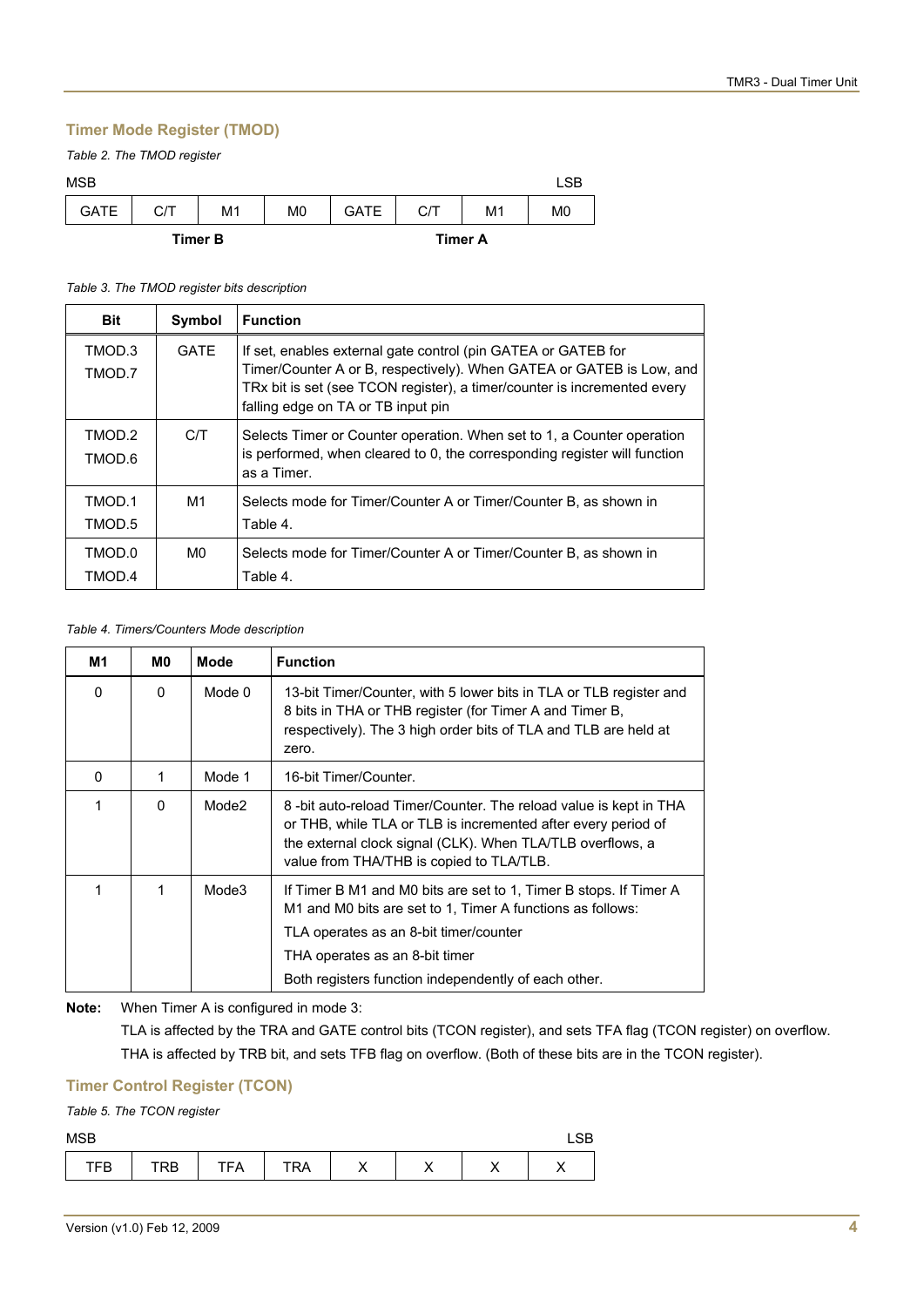## Timer Mode Register (TMOD)

*Table 2. The TMOD register*

| MSB | | | | | | | LSB |
|---|---|---|---|---|---|---|---|
| GATE | C/T | M1 | M0 | GATE | C/T | M1 | M0 |
| **Timer B** | | | | **Timer A** | | | |

*Table 3. The TMOD register bits description*

| Bit | Symbol | Function |
|---|---|---|
| TMOD.3 TMOD.7 | GATE | If set, enables external gate control (pin GATEA or GATEB for Timer/Counter A or B, respectively). When GATEA or GATEB is Low, and TRx bit is set (see TCON register), a timer/counter is incremented every falling edge on TA or TB input pin |
| TMOD.2 TMOD.6 | C/T | Selects Timer or Counter operation. When set to 1, a Counter operation is performed, when cleared to 0, the corresponding register will function as a Timer. |
| TMOD.1 TMOD.5 | M1 | Selects mode for Timer/Counter A or Timer/Counter B, as shown in Table 4. |
| TMOD.0 TMOD.4 | M0 | Selects mode for Timer/Counter A or Timer/Counter B, as shown in Table 4. |

*Table 4. Timers/Counters Mode description*

| M1 | M0 | Mode | Function |
|---|---|---|---|
| 0 | 0 | Mode 0 | 13-bit Timer/Counter, with 5 lower bits in TLA or TLB register and 8 bits in THA or THB register (for Timer A and Timer B, respectively). The 3 high order bits of TLA and TLB are held at zero. |
| 0 | 1 | Mode 1 | 16-bit Timer/Counter. |
| 1 | 0 | Mode2 | 8 -bit auto-reload Timer/Counter. The reload value is kept in THA or THB, while TLA or TLB is incremented after every period of the external clock signal (CLK). When TLA/TLB overflows, a value from THA/THB is copied to TLA/TLB. |
| 1 | 1 | Mode3 | If Timer B M1 and M0 bits are set to 1, Timer B stops. If Timer A M1 and M0 bits are set to 1, Timer A functions as follows: TLA operates as an 8-bit timer/counter THA operates as an 8-bit timer Both registers function independently of each other. |

**Note:** When Timer A is configured in mode 3:

TLA is affected by the TRA and GATE control bits (TCON register), and sets TFA flag (TCON register) on overflow.

THA is affected by TRB bit, and sets TFB flag on overflow. (Both of these bits are in the TCON register).

## Timer Control Register (TCON)

*Table 5. The TCON register*

| MSB | | | | | | | LSB |
|---|---|---|---|---|---|---|---|
| TFB | TRB | TFA | TRA | X | X | X | X |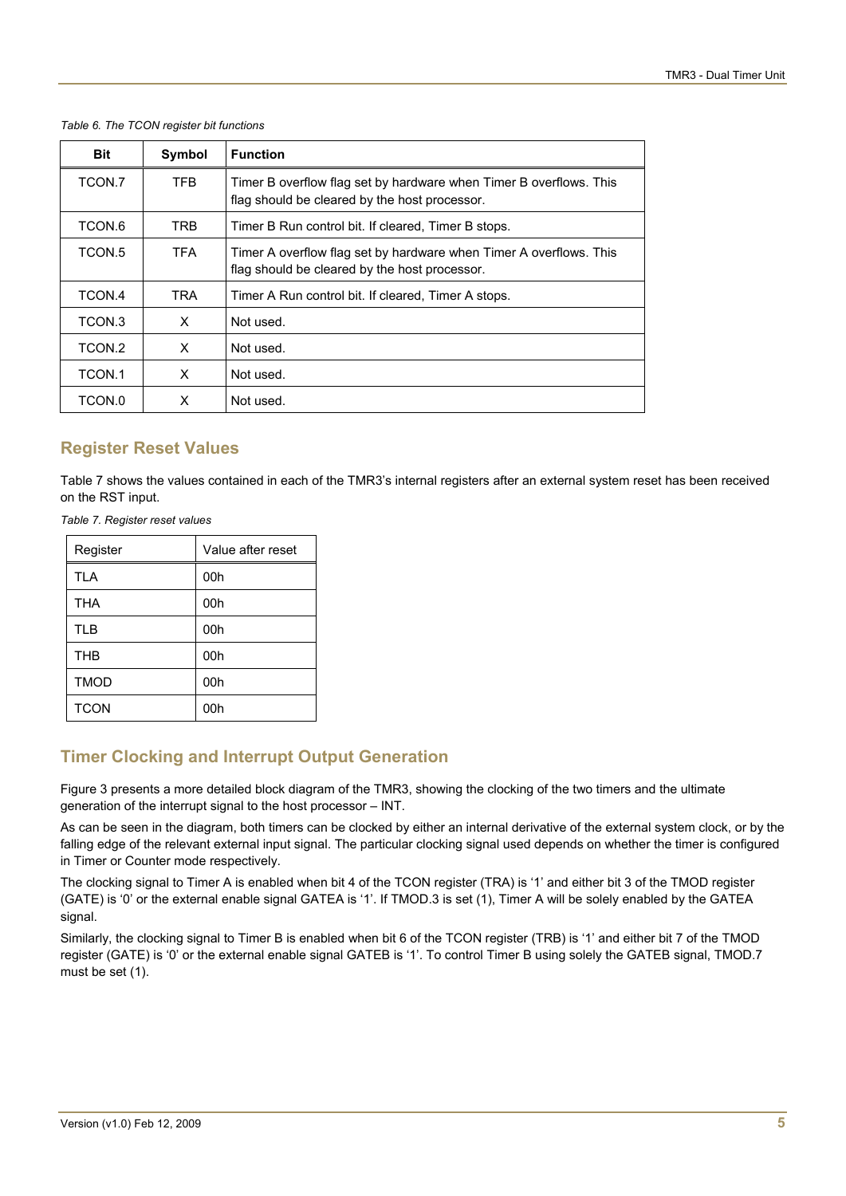*Table 6. The TCON register bit functions*

| Bit | Symbol | Function |
|---|---|---|
| TCON.7 | TFB | Timer B overflow flag set by hardware when Timer B overflows. This flag should be cleared by the host processor. |
| TCON.6 | TRB | Timer B Run control bit. If cleared, Timer B stops. |
| TCON.5 | TFA | Timer A overflow flag set by hardware when Timer A overflows. This flag should be cleared by the host processor. |
| TCON.4 | TRA | Timer A Run control bit. If cleared, Timer A stops. |
| TCON.3 | X | Not used. |
| TCON.2 | X | Not used. |
| TCON.1 | X | Not used. |
| TCON.0 | X | Not used. |

## Register Reset Values

Table 7 shows the values contained in each of the TMR3's internal registers after an external system reset has been received on the RST input.

*Table 7. Register reset values*

| Register | Value after reset |
|---|---|
| TLA | 00h |
| THA | 00h |
| TLB | 00h |
| THB | 00h |
| TMOD | 00h |
| TCON | 00h |

## Timer Clocking and Interrupt Output Generation

Figure 3 presents a more detailed block diagram of the TMR3, showing the clocking of the two timers and the ultimate generation of the interrupt signal to the host processor – INT.

As can be seen in the diagram, both timers can be clocked by either an internal derivative of the external system clock, or by the falling edge of the relevant external input signal. The particular clocking signal used depends on whether the timer is configured in Timer or Counter mode respectively.

The clocking signal to Timer A is enabled when bit 4 of the TCON register (TRA) is '1' and either bit 3 of the TMOD register (GATE) is '0' or the external enable signal GATEA is '1'. If TMOD.3 is set (1), Timer A will be solely enabled by the GATEA signal.

Similarly, the clocking signal to Timer B is enabled when bit 6 of the TCON register (TRB) is '1' and either bit 7 of the TMOD register (GATE) is '0' or the external enable signal GATEB is '1'. To control Timer B using solely the GATEB signal, TMOD.7 must be set (1).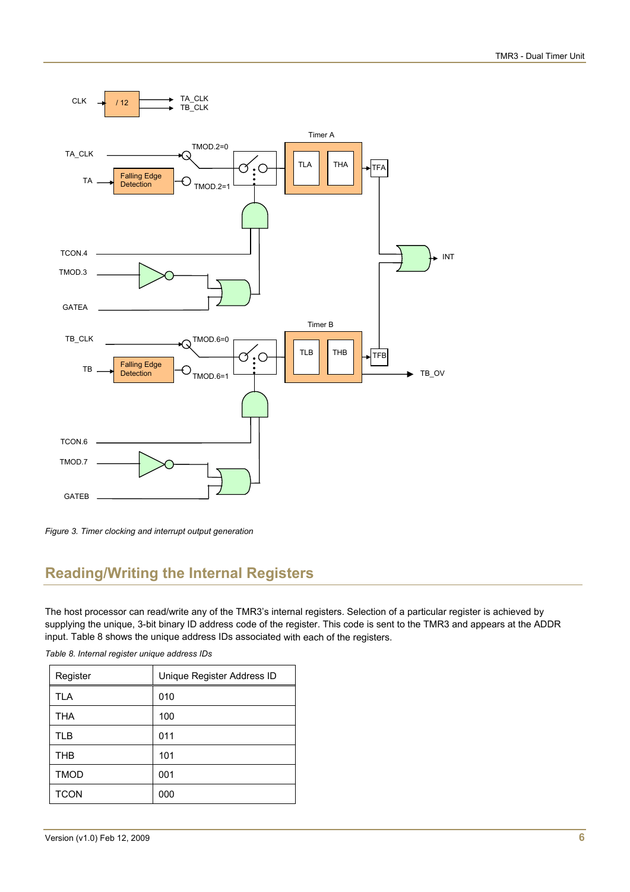*Figure 3. Timer clocking and interrupt output generation*

## Reading/Writing the Internal Registers

The host processor can read/write any of the TMR3's internal registers. Selection of a particular register is achieved by supplying the unique, 3-bit binary ID address code of the register. This code is sent to the TMR3 and appears at the ADDR input. Table 8 shows the unique address IDs associated with each of the registers.

*Table 8. Internal register unique address IDs*

| Register | Unique Register Address ID |
| --- | --- |
| TLA | 010 |
| THA | 100 |
| TLB | 011 |
| THB | 101 |
| TMOD | 001 |
| TCON | 000 |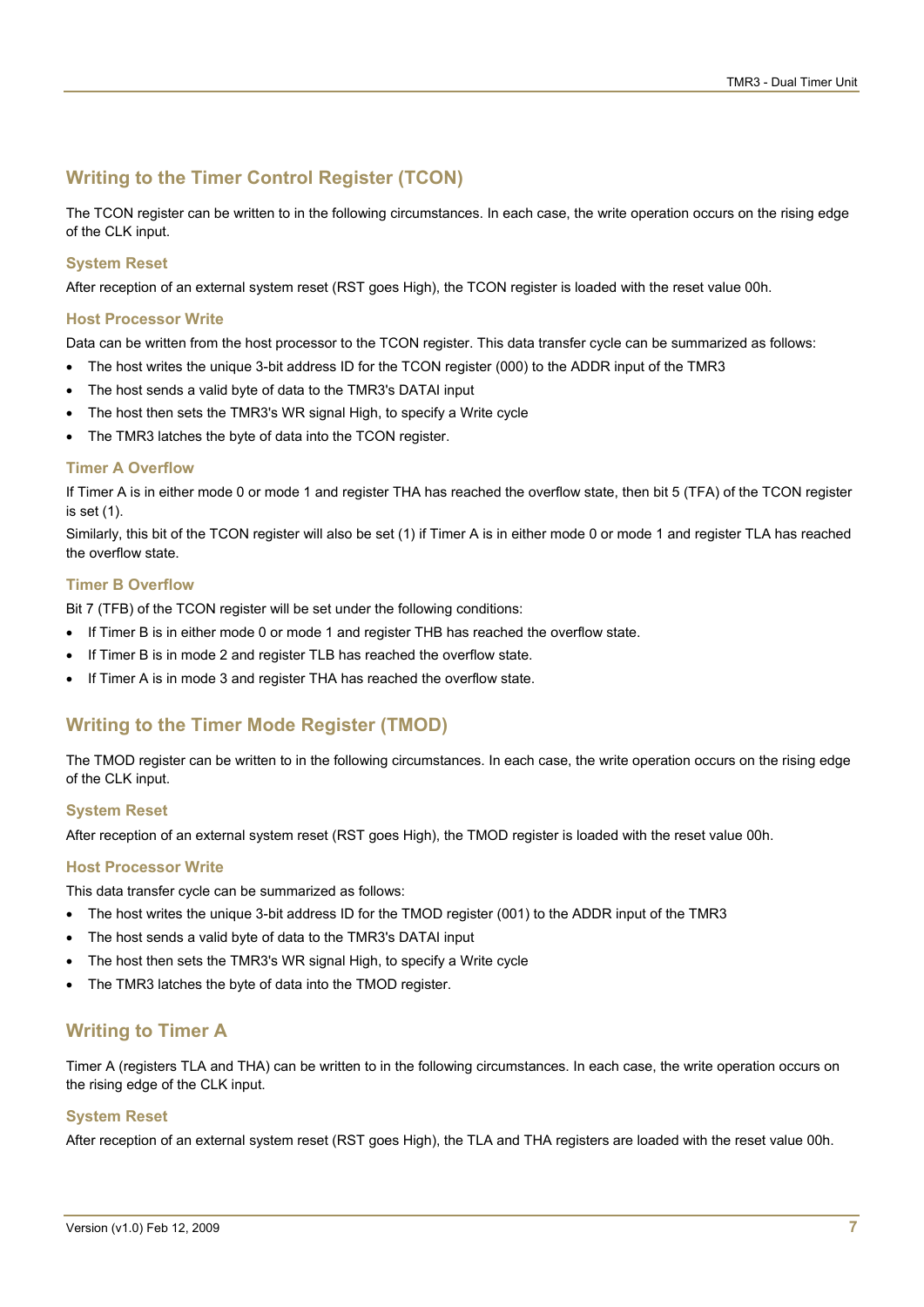## Writing to the Timer Control Register (TCON)

The TCON register can be written to in the following circumstances. In each case, the write operation occurs on the rising edge of the CLK input.

### System Reset

After reception of an external system reset (RST goes High), the TCON register is loaded with the reset value 00h.

### Host Processor Write

Data can be written from the host processor to the TCON register. This data transfer cycle can be summarized as follows:

- The host writes the unique 3-bit address ID for the TCON register (000) to the ADDR input of the TMR3
- The host sends a valid byte of data to the TMR3's DATAI input
- The host then sets the TMR3's WR signal High, to specify a Write cycle
- The TMR3 latches the byte of data into the TCON register.

### Timer A Overflow

If Timer A is in either mode 0 or mode 1 and register THA has reached the overflow state, then bit 5 (TFA) of the TCON register is set (1).

Similarly, this bit of the TCON register will also be set (1) if Timer A is in either mode 0 or mode 1 and register TLA has reached the overflow state.

### Timer B Overflow

Bit 7 (TFB) of the TCON register will be set under the following conditions:

- If Timer B is in either mode 0 or mode 1 and register THB has reached the overflow state.
- If Timer B is in mode 2 and register TLB has reached the overflow state.
- If Timer A is in mode 3 and register THA has reached the overflow state.

## Writing to the Timer Mode Register (TMOD)

The TMOD register can be written to in the following circumstances. In each case, the write operation occurs on the rising edge of the CLK input.

### System Reset

After reception of an external system reset (RST goes High), the TMOD register is loaded with the reset value 00h.

### Host Processor Write

This data transfer cycle can be summarized as follows:

- The host writes the unique 3-bit address ID for the TMOD register (001) to the ADDR input of the TMR3
- The host sends a valid byte of data to the TMR3's DATAI input
- The host then sets the TMR3's WR signal High, to specify a Write cycle
- The TMR3 latches the byte of data into the TMOD register.

## Writing to Timer A

Timer A (registers TLA and THA) can be written to in the following circumstances. In each case, the write operation occurs on the rising edge of the CLK input.

### System Reset

After reception of an external system reset (RST goes High), the TLA and THA registers are loaded with the reset value 00h.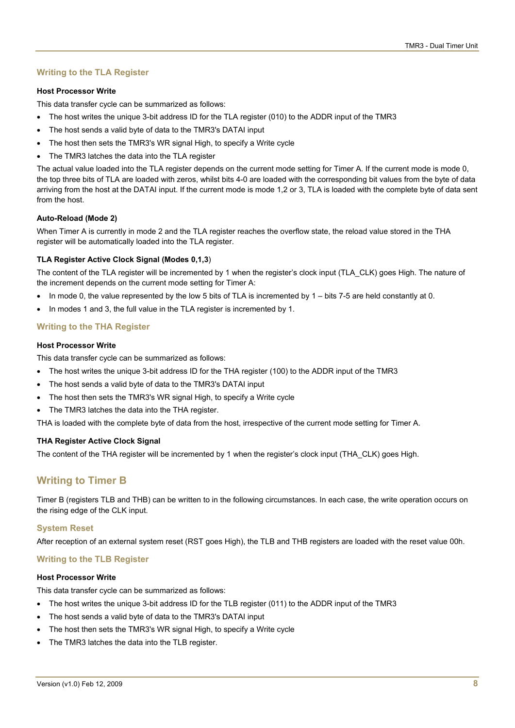### Writing to the TLA Register

#### Host Processor Write

This data transfer cycle can be summarized as follows:

- The host writes the unique 3-bit address ID for the TLA register (010) to the ADDR input of the TMR3
- The host sends a valid byte of data to the TMR3's DATAI input
- The host then sets the TMR3's WR signal High, to specify a Write cycle
- The TMR3 latches the data into the TLA register

The actual value loaded into the TLA register depends on the current mode setting for Timer A. If the current mode is mode 0, the top three bits of TLA are loaded with zeros, whilst bits 4-0 are loaded with the corresponding bit values from the byte of data arriving from the host at the DATAI input. If the current mode is mode 1,2 or 3, TLA is loaded with the complete byte of data sent from the host.

#### Auto-Reload (Mode 2)

When Timer A is currently in mode 2 and the TLA register reaches the overflow state, the reload value stored in the THA register will be automatically loaded into the TLA register.

#### TLA Register Active Clock Signal (Modes 0,1,3)

The content of the TLA register will be incremented by 1 when the register's clock input (TLA_CLK) goes High. The nature of the increment depends on the current mode setting for Timer A:

- In mode 0, the value represented by the low 5 bits of TLA is incremented by 1 – bits 7-5 are held constantly at 0.
- In modes 1 and 3, the full value in the TLA register is incremented by 1.

### Writing to the THA Register

#### Host Processor Write

This data transfer cycle can be summarized as follows:

- The host writes the unique 3-bit address ID for the THA register (100) to the ADDR input of the TMR3
- The host sends a valid byte of data to the TMR3's DATAI input
- The host then sets the TMR3's WR signal High, to specify a Write cycle
- The TMR3 latches the data into the THA register.

THA is loaded with the complete byte of data from the host, irrespective of the current mode setting for Timer A.

#### THA Register Active Clock Signal

The content of the THA register will be incremented by 1 when the register's clock input (THA_CLK) goes High.

## Writing to Timer B

Timer B (registers TLB and THB) can be written to in the following circumstances. In each case, the write operation occurs on the rising edge of the CLK input.

### System Reset

After reception of an external system reset (RST goes High), the TLB and THB registers are loaded with the reset value 00h.

### Writing to the TLB Register

#### Host Processor Write

This data transfer cycle can be summarized as follows:

- The host writes the unique 3-bit address ID for the TLB register (011) to the ADDR input of the TMR3
- The host sends a valid byte of data to the TMR3's DATAI input
- The host then sets the TMR3's WR signal High, to specify a Write cycle
- The TMR3 latches the data into the TLB register.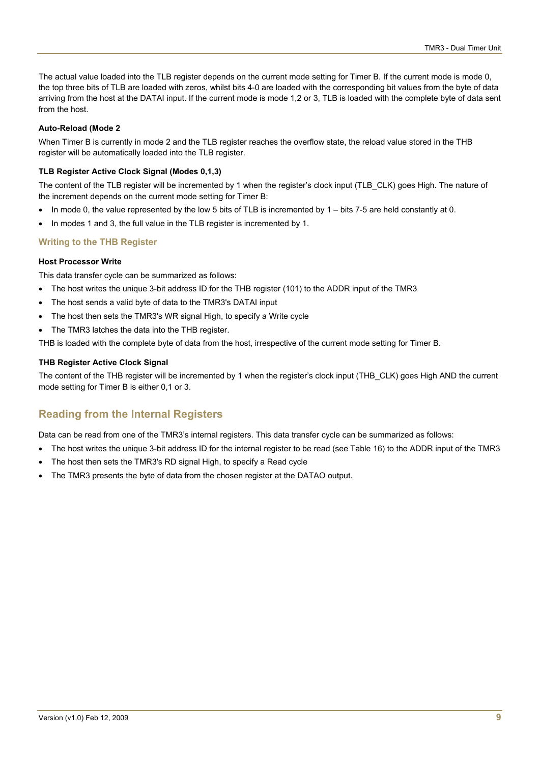The actual value loaded into the TLB register depends on the current mode setting for Timer B. If the current mode is mode 0, the top three bits of TLB are loaded with zeros, whilst bits 4-0 are loaded with the corresponding bit values from the byte of data arriving from the host at the DATAI input. If the current mode is mode 1,2 or 3, TLB is loaded with the complete byte of data sent from the host.

#### Auto-Reload (Mode 2

When Timer B is currently in mode 2 and the TLB register reaches the overflow state, the reload value stored in the THB register will be automatically loaded into the TLB register.

#### TLB Register Active Clock Signal (Modes 0,1,3)

The content of the TLB register will be incremented by 1 when the register's clock input (TLB_CLK) goes High. The nature of the increment depends on the current mode setting for Timer B:

- In mode 0, the value represented by the low 5 bits of TLB is incremented by 1 – bits 7-5 are held constantly at 0.
- In modes 1 and 3, the full value in the TLB register is incremented by 1.

### Writing to the THB Register

#### Host Processor Write

This data transfer cycle can be summarized as follows:

- The host writes the unique 3-bit address ID for the THB register (101) to the ADDR input of the TMR3
- The host sends a valid byte of data to the TMR3's DATAI input
- The host then sets the TMR3's WR signal High, to specify a Write cycle
- The TMR3 latches the data into the THB register.

THB is loaded with the complete byte of data from the host, irrespective of the current mode setting for Timer B.

#### THB Register Active Clock Signal

The content of the THB register will be incremented by 1 when the register's clock input (THB_CLK) goes High AND the current mode setting for Timer B is either 0,1 or 3.

## Reading from the Internal Registers

Data can be read from one of the TMR3's internal registers. This data transfer cycle can be summarized as follows:

- The host writes the unique 3-bit address ID for the internal register to be read (see Table 16) to the ADDR input of the TMR3
- The host then sets the TMR3's RD signal High, to specify a Read cycle
- The TMR3 presents the byte of data from the chosen register at the DATAO output.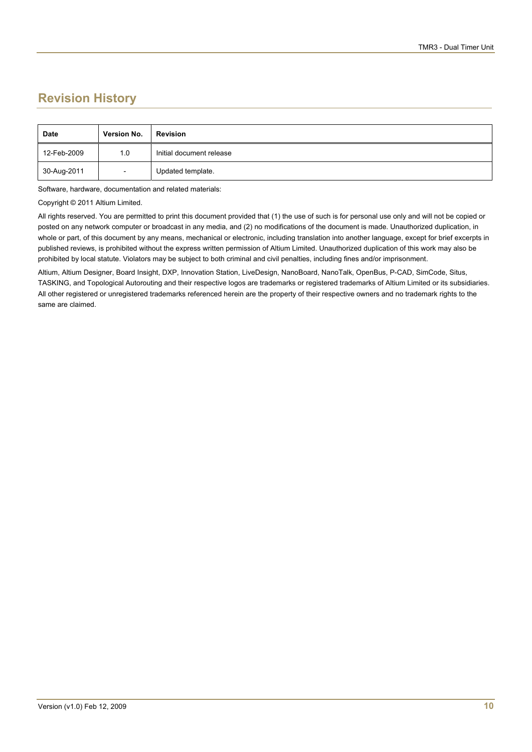## Revision History

| Date | Version No. | Revision |
|---|---|---|
| 12-Feb-2009 | 1.0 | Initial document release |
| 30-Aug-2011 | - | Updated template. |

Software, hardware, documentation and related materials:

Copyright © 2011 Altium Limited.

All rights reserved. You are permitted to print this document provided that (1) the use of such is for personal use only and will not be copied or posted on any network computer or broadcast in any media, and (2) no modifications of the document is made. Unauthorized duplication, in whole or part, of this document by any means, mechanical or electronic, including translation into another language, except for brief excerpts in published reviews, is prohibited without the express written permission of Altium Limited. Unauthorized duplication of this work may also be prohibited by local statute. Violators may be subject to both criminal and civil penalties, including fines and/or imprisonment.

Altium, Altium Designer, Board Insight, DXP, Innovation Station, LiveDesign, NanoBoard, NanoTalk, OpenBus, P-CAD, SimCode, Situs, TASKING, and Topological Autorouting and their respective logos are trademarks or registered trademarks of Altium Limited or its subsidiaries. All other registered or unregistered trademarks referenced herein are the property of their respective owners and no trademark rights to the same are claimed.